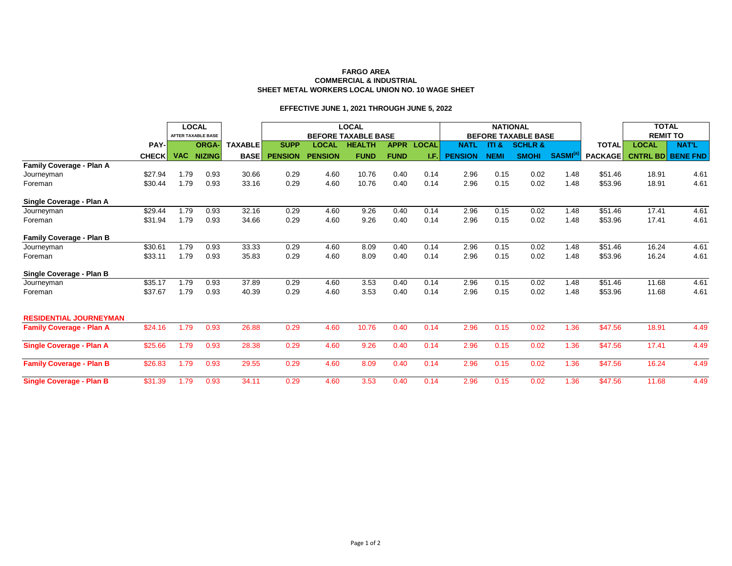**FARGO AREA**
**COMMERCIAL & INDUSTRIAL**
**SHEET METAL WORKERS LOCAL UNION NO. 10 WAGE SHEET**

**EFFECTIVE JUNE 1, 2021 THROUGH JUNE 5, 2022**

| | | LOCAL AFTER TAXABLE BASE | | | LOCAL BEFORE TAXABLE BASE | | | | | NATIONAL BEFORE TAXABLE BASE | | | | | TOTAL REMIT TO | |
|---|---|---|---|---|---|---|---|---|---|---|---|---|---|---|---|---|
| | PAY-CHECK | VAC | ORGA-NIZING | TAXABLE BASE | SUPP PENSION | LOCAL PENSION | HEALTH FUND | APPR FUND | LOCAL I.F. | NATL PENSION | ITI & NEMI | SCHLR & SMOHI | SASMI[a] | TOTAL PACKAGE | LOCAL CNTRL BD | NAT'L BENE FND |
| **Family Coverage - Plan A** | | | | | | | | | | | | | | | | |
| Journeyman | $27.94 | 1.79 | 0.93 | 30.66 | 0.29 | 4.60 | 10.76 | 0.40 | 0.14 | 2.96 | 0.15 | 0.02 | 1.48 | $51.46 | 18.91 | 4.61 |
| Foreman | $30.44 | 1.79 | 0.93 | 33.16 | 0.29 | 4.60 | 10.76 | 0.40 | 0.14 | 2.96 | 0.15 | 0.02 | 1.48 | $53.96 | 18.91 | 4.61 |
| **Single Coverage - Plan A** | | | | | | | | | | | | | | | | |
| Journeyman | $29.44 | 1.79 | 0.93 | 32.16 | 0.29 | 4.60 | 9.26 | 0.40 | 0.14 | 2.96 | 0.15 | 0.02 | 1.48 | $51.46 | 17.41 | 4.61 |
| Foreman | $31.94 | 1.79 | 0.93 | 34.66 | 0.29 | 4.60 | 9.26 | 0.40 | 0.14 | 2.96 | 0.15 | 0.02 | 1.48 | $53.96 | 17.41 | 4.61 |
| **Family Coverage - Plan B** | | | | | | | | | | | | | | | | |
| Journeyman | $30.61 | 1.79 | 0.93 | 33.33 | 0.29 | 4.60 | 8.09 | 0.40 | 0.14 | 2.96 | 0.15 | 0.02 | 1.48 | $51.46 | 16.24 | 4.61 |
| Foreman | $33.11 | 1.79 | 0.93 | 35.83 | 0.29 | 4.60 | 8.09 | 0.40 | 0.14 | 2.96 | 0.15 | 0.02 | 1.48 | $53.96 | 16.24 | 4.61 |
| **Single Coverage - Plan B** | | | | | | | | | | | | | | | | |
| Journeyman | $35.17 | 1.79 | 0.93 | 37.89 | 0.29 | 4.60 | 3.53 | 0.40 | 0.14 | 2.96 | 0.15 | 0.02 | 1.48 | $51.46 | 11.68 | 4.61 |
| Foreman | $37.67 | 1.79 | 0.93 | 40.39 | 0.29 | 4.60 | 3.53 | 0.40 | 0.14 | 2.96 | 0.15 | 0.02 | 1.48 | $53.96 | 11.68 | 4.61 |
| **RESIDENTIAL JOURNEYMAN** | | | | | | | | | | | | | | | | |
| **Family Coverage - Plan A** | $24.16 | 1.79 | 0.93 | 26.88 | 0.29 | 4.60 | 10.76 | 0.40 | 0.14 | 2.96 | 0.15 | 0.02 | 1.36 | $47.56 | 18.91 | 4.49 |
| **Single Coverage - Plan A** | $25.66 | 1.79 | 0.93 | 28.38 | 0.29 | 4.60 | 9.26 | 0.40 | 0.14 | 2.96 | 0.15 | 0.02 | 1.36 | $47.56 | 17.41 | 4.49 |
| **Family Coverage - Plan B** | $26.83 | 1.79 | 0.93 | 29.55 | 0.29 | 4.60 | 8.09 | 0.40 | 0.14 | 2.96 | 0.15 | 0.02 | 1.36 | $47.56 | 16.24 | 4.49 |
| **Single Coverage - Plan B** | $31.39 | 1.79 | 0.93 | 34.11 | 0.29 | 4.60 | 3.53 | 0.40 | 0.14 | 2.96 | 0.15 | 0.02 | 1.36 | $47.56 | 11.68 | 4.49 |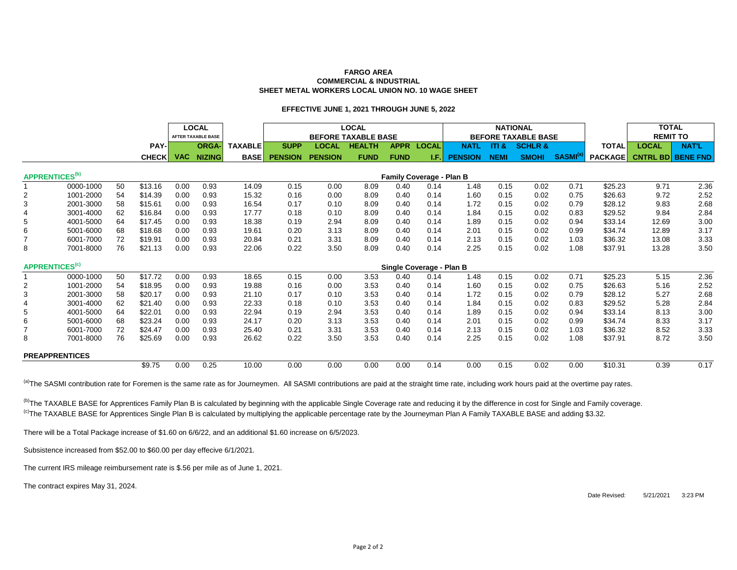**FARGO AREA**
**COMMERCIAL & INDUSTRIAL**
**SHEET METAL WORKERS LOCAL UNION NO. 10 WAGE SHEET**

**EFFECTIVE JUNE 1, 2021 THROUGH JUNE 5, 2022**

| | | | | LOCAL AFTER TAXABLE BASE | | | LOCAL BEFORE TAXABLE BASE | | | | | NATIONAL BEFORE TAXABLE BASE | | | | | TOTAL REMIT TO | |
|---|---|---|---|---|---|---|---|---|---|---|---|---|---|---|---|---|---|---|
| | | | PAY-CHECK | VAC | ORGA-NIZING | TAXABLE BASE | SUPP PENSION | LOCAL PENSION | HEALTH FUND | APPR FUND | LOCAL I.F. | NATL PENSION | ITI & NEMI | SCHLR & SMOHI | SASMI[a] | TOTAL PACKAGE | LOCAL CNTRL BD | NAT'L BENE FND |
| **APPRENTICES[b]** | | | | | | | Family Coverage - Plan B | | | | | | | | | | | |
| 1 | 0000-1000 | 50 | $13.16 | 0.00 | 0.93 | 14.09 | 0.15 | 0.00 | 8.09 | 0.40 | 0.14 | 1.48 | 0.15 | 0.02 | 0.71 | $25.23 | 9.71 | 2.36 |
| 2 | 1001-2000 | 54 | $14.39 | 0.00 | 0.93 | 15.32 | 0.16 | 0.00 | 8.09 | 0.40 | 0.14 | 1.60 | 0.15 | 0.02 | 0.75 | $26.63 | 9.72 | 2.52 |
| 3 | 2001-3000 | 58 | $15.61 | 0.00 | 0.93 | 16.54 | 0.17 | 0.10 | 8.09 | 0.40 | 0.14 | 1.72 | 0.15 | 0.02 | 0.79 | $28.12 | 9.83 | 2.68 |
| 4 | 3001-4000 | 62 | $16.84 | 0.00 | 0.93 | 17.77 | 0.18 | 0.10 | 8.09 | 0.40 | 0.14 | 1.84 | 0.15 | 0.02 | 0.83 | $29.52 | 9.84 | 2.84 |
| 5 | 4001-5000 | 64 | $17.45 | 0.00 | 0.93 | 18.38 | 0.19 | 2.94 | 8.09 | 0.40 | 0.14 | 1.89 | 0.15 | 0.02 | 0.94 | $33.14 | 12.69 | 3.00 |
| 6 | 5001-6000 | 68 | $18.68 | 0.00 | 0.93 | 19.61 | 0.20 | 3.13 | 8.09 | 0.40 | 0.14 | 2.01 | 0.15 | 0.02 | 0.99 | $34.74 | 12.89 | 3.17 |
| 7 | 6001-7000 | 72 | $19.91 | 0.00 | 0.93 | 20.84 | 0.21 | 3.31 | 8.09 | 0.40 | 0.14 | 2.13 | 0.15 | 0.02 | 1.03 | $36.32 | 13.08 | 3.33 |
| 8 | 7001-8000 | 76 | $21.13 | 0.00 | 0.93 | 22.06 | 0.22 | 3.50 | 8.09 | 0.40 | 0.14 | 2.25 | 0.15 | 0.02 | 1.08 | $37.91 | 13.28 | 3.50 |
| **APPRENTICES[c]** | | | | | | | Single Coverage - Plan B | | | | | | | | | | | |
| 1 | 0000-1000 | 50 | $17.72 | 0.00 | 0.93 | 18.65 | 0.15 | 0.00 | 3.53 | 0.40 | 0.14 | 1.48 | 0.15 | 0.02 | 0.71 | $25.23 | 5.15 | 2.36 |
| 2 | 1001-2000 | 54 | $18.95 | 0.00 | 0.93 | 19.88 | 0.16 | 0.00 | 3.53 | 0.40 | 0.14 | 1.60 | 0.15 | 0.02 | 0.75 | $26.63 | 5.16 | 2.52 |
| 3 | 2001-3000 | 58 | $20.17 | 0.00 | 0.93 | 21.10 | 0.17 | 0.10 | 3.53 | 0.40 | 0.14 | 1.72 | 0.15 | 0.02 | 0.79 | $28.12 | 5.27 | 2.68 |
| 4 | 3001-4000 | 62 | $21.40 | 0.00 | 0.93 | 22.33 | 0.18 | 0.10 | 3.53 | 0.40 | 0.14 | 1.84 | 0.15 | 0.02 | 0.83 | $29.52 | 5.28 | 2.84 |
| 5 | 4001-5000 | 64 | $22.01 | 0.00 | 0.93 | 22.94 | 0.19 | 2.94 | 3.53 | 0.40 | 0.14 | 1.89 | 0.15 | 0.02 | 0.94 | $33.14 | 8.13 | 3.00 |
| 6 | 5001-6000 | 68 | $23.24 | 0.00 | 0.93 | 24.17 | 0.20 | 3.13 | 3.53 | 0.40 | 0.14 | 2.01 | 0.15 | 0.02 | 0.99 | $34.74 | 8.33 | 3.17 |
| 7 | 6001-7000 | 72 | $24.47 | 0.00 | 0.93 | 25.40 | 0.21 | 3.31 | 3.53 | 0.40 | 0.14 | 2.13 | 0.15 | 0.02 | 1.03 | $36.32 | 8.52 | 3.33 |
| 8 | 7001-8000 | 76 | $25.69 | 0.00 | 0.93 | 26.62 | 0.22 | 3.50 | 3.53 | 0.40 | 0.14 | 2.25 | 0.15 | 0.02 | 1.08 | $37.91 | 8.72 | 3.50 |
| **PREAPPRENTICES** | | | | | | | | | | | | | | | | | | |
| | | | $9.75 | 0.00 | 0.25 | 10.00 | 0.00 | 0.00 | 0.00 | 0.00 | 0.14 | 0.00 | 0.15 | 0.02 | 0.00 | $10.31 | 0.39 | 0.17 |

[a]The SASMI contribution rate for Foremen is the same rate as for Journeymen. All SASMI contributions are paid at the straight time rate, including work hours paid at the overtime pay rates.

[b]The TAXABLE BASE for Apprentices Family Plan B is calculated by beginning with the applicable Single Coverage rate and reducing it by the difference in cost for Single and Family coverage.

[c]The TAXABLE BASE for Apprentices Single Plan B is calculated by multiplying the applicable percentage rate by the Journeyman Plan A Family TAXABLE BASE and adding $3.32.

There will be a Total Package increase of $1.60 on 6/6/22, and an additional $1.60 increase on 6/5/2023.

Subsistence increased from $52.00 to $60.00 per day effecive 6/1/2021.

The current IRS mileage reimbursement rate is $.56 per mile as of June 1, 2021.

The contract expires May 31, 2024.

Date Revised: 5/21/2021 3:23 PM